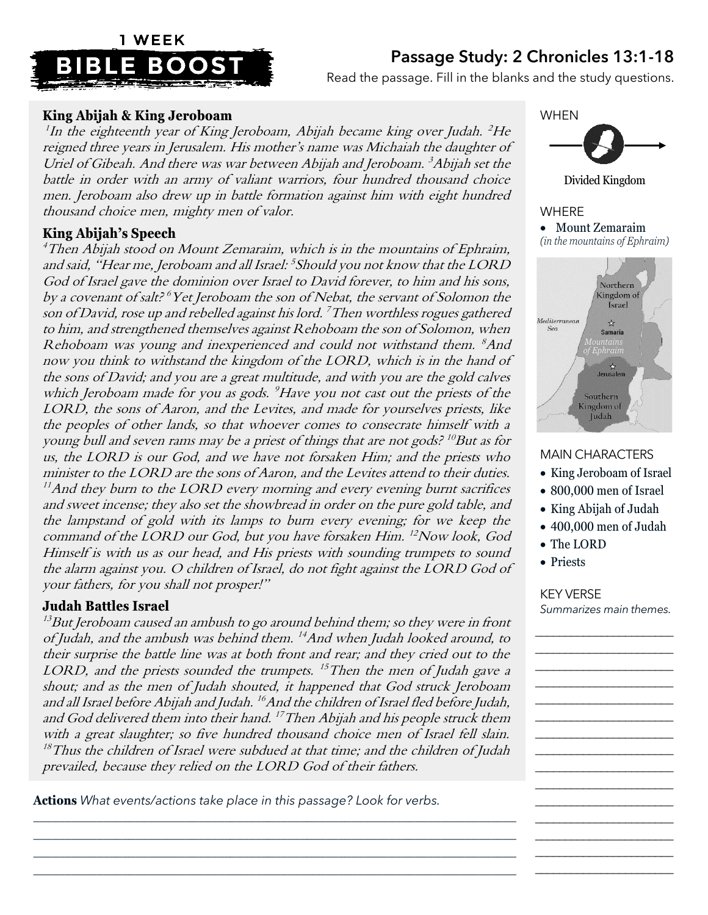1 WEEK

**BIBLE BOOST**

# Passage Study: 2 Chronicles 13:1-18

Read the passage. Fill in the blanks and the study questions.

### King Abijah & King Jeroboam

*[1]In the eighteenth year of King Jeroboam, Abijah became king over Judah. [2]He reigned three years in Jerusalem. His mother's name was Michaiah the daughter of Uriel of Gibeah. And there was war between Abijah and Jeroboam. [3]Abijah set the battle in order with an army of valiant warriors, four hundred thousand choice men. Jeroboam also drew up in battle formation against him with eight hundred thousand choice men, mighty men of valor.*

### King Abijah's Speech

*[4]Then Abijah stood on Mount Zemaraim, which is in the mountains of Ephraim, and said, "Hear me, Jeroboam and all Israel: [5]Should you not know that the LORD God of Israel gave the dominion over Israel to David forever, to him and his sons, by a covenant of salt? [6]Yet Jeroboam the son of Nebat, the servant of Solomon the son of David, rose up and rebelled against his lord. [7]Then worthless rogues gathered to him, and strengthened themselves against Rehoboam the son of Solomon, when Rehoboam was young and inexperienced and could not withstand them. [8]And now you think to withstand the kingdom of the LORD, which is in the hand of the sons of David; and you are a great multitude, and with you are the gold calves which Jeroboam made for you as gods. [9]Have you not cast out the priests of the LORD, the sons of Aaron, and the Levites, and made for yourselves priests, like the peoples of other lands, so that whoever comes to consecrate himself with a young bull and seven rams may be a priest of things that are not gods? [10]But as for us, the LORD is our God, and we have not forsaken Him; and the priests who minister to the LORD are the sons of Aaron, and the Levites attend to their duties. [11]And they burn to the LORD every morning and every evening burnt sacrifices and sweet incense; they also set the showbread in order on the pure gold table, and the lampstand of gold with its lamps to burn every evening; for we keep the command of the LORD our God, but you have forsaken Him. [12]Now look, God Himself is with us as our head, and His priests with sounding trumpets to sound the alarm against you. O children of Israel, do not fight against the LORD God of your fathers, for you shall not prosper!"*

### Judah Battles Israel

*[13]But Jeroboam caused an ambush to go around behind them; so they were in front of Judah, and the ambush was behind them. [14]And when Judah looked around, to their surprise the battle line was at both front and rear; and they cried out to the LORD, and the priests sounded the trumpets. [15]Then the men of Judah gave a shout; and as the men of Judah shouted, it happened that God struck Jeroboam and all Israel before Abijah and Judah. [16]And the children of Israel fled before Judah, and God delivered them into their hand. [17]Then Abijah and his people struck them with a great slaughter; so five hundred thousand choice men of Israel fell slain. [18]Thus the children of Israel were subdued at that time; and the children of Judah prevailed, because they relied on the LORD God of their fathers.*

**Actions** *What events/actions take place in this passage? Look for verbs.*

____________________________________________________________

____________________________________________________________

____________________________________________________________

____________________________________________________________

WHEN

Divided Kingdom

WHERE

- Mount Zemaraim

*(in the mountains of Ephraim)*

Northern Kingdom of Israel · Mediterranean Sea · Samaria · Mountains of Ephraim · Jerusalem · Southern Kingdom of Judah

MAIN CHARACTERS

- King Jeroboam of Israel
- 800,000 men of Israel
- King Abijah of Judah
- 400,000 men of Judah
- The LORD
- Priests

KEY VERSE

*Summarizes main themes.*

______________________

______________________

______________________

______________________

______________________

______________________

______________________

______________________

______________________

______________________

______________________

______________________

______________________

______________________

______________________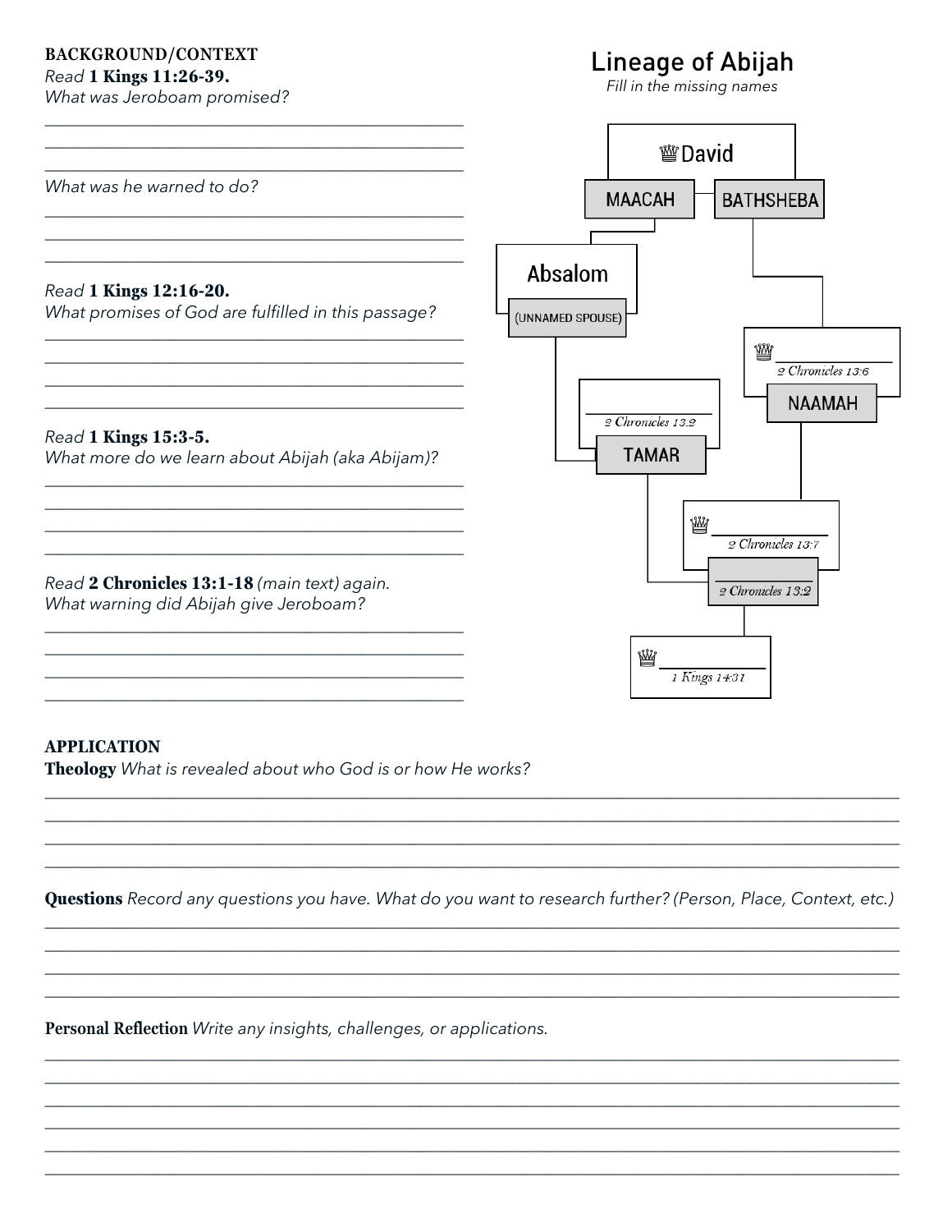**BACKGROUND/CONTEXT**

*Read* **1 Kings 11:26-39.**
*What was Jeroboam promised?*

______________________________________________
______________________________________________
______________________________________________

*What was he warned to do?*

______________________________________________
______________________________________________
______________________________________________

*Read* **1 Kings 12:16-20.**
*What promises of God are fulfilled in this passage?*

______________________________________________
______________________________________________
______________________________________________
______________________________________________

*Read* **1 Kings 15:3-5.**
*What more do we learn about Abijah (aka Abijam)?*

______________________________________________
______________________________________________
______________________________________________
______________________________________________

*Read* **2 Chronicles 13:1-18** *(main text) again.*
*What warning did Abijah give Jeroboam?*

______________________________________________
______________________________________________
______________________________________________
______________________________________________

## Lineage of Abijah

*Fill in the missing names*

♕David

MAACAH

BATHSHEBA

Absalom

(UNNAMED SPOUSE)

♕ ____________
*2 Chronicles 13:6*

NAAMAH

____________
*2 Chronicles 13:2*

TAMAR

♕ ____________
*2 Chronicles 13:7*

____________
*2 Chronicles 13:2*

♕ ____________
*1 Kings 14:31*

**APPLICATION**

**Theology** *What is revealed about who God is or how He works?*

______________________________________________
______________________________________________
______________________________________________
______________________________________________

**Questions** *Record any questions you have. What do you want to research further? (Person, Place, Context, etc.)*

______________________________________________
______________________________________________
______________________________________________
______________________________________________

**Personal Reflection** *Write any insights, challenges, or applications.*

______________________________________________
______________________________________________
______________________________________________
______________________________________________
______________________________________________
______________________________________________